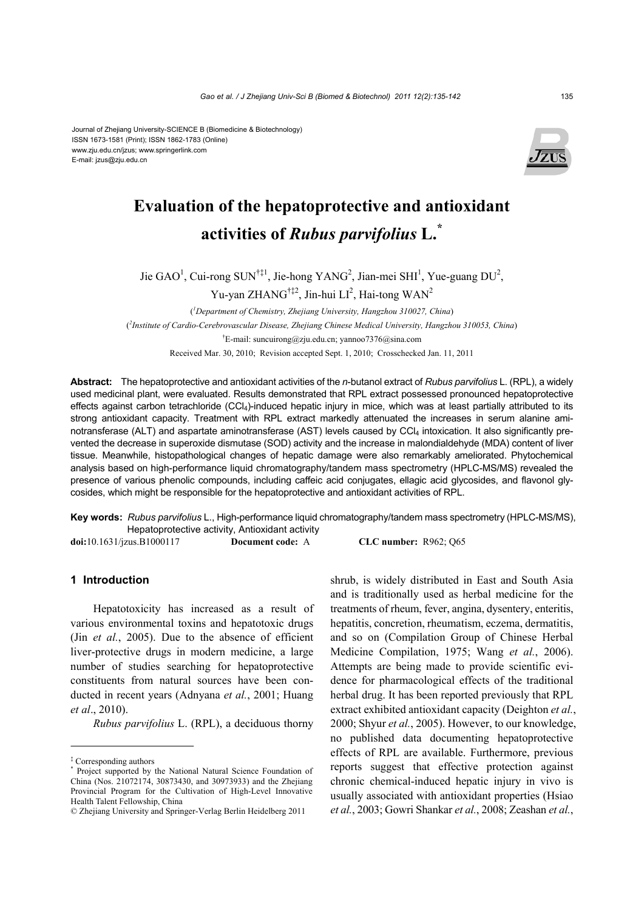Journal of Zhejiang University-SCIENCE B (Biomedicine & Biotechnology)
ISSN 1673-1581 (Print); ISSN 1862-1783 (Online)
www.zju.edu.cn/jzus; www.springerlink.com
E-mail: jzus@zju.edu.cn

# Evaluation of the hepatoprotective and antioxidant activities of *Rubus parvifolius* L.*

Jie GAO[1], Cui-rong SUN[†‡1], Jie-hong YANG[2], Jian-mei SHI[1], Yue-guang DU[2], Yu-yan ZHANG[†‡2], Jin-hui LI[2], Hai-tong WAN[2]

([1]*Department of Chemistry, Zhejiang University, Hangzhou 310027, China*)

([2]*Institute of Cardio-Cerebrovascular Disease, Zhejiang Chinese Medical University, Hangzhou 310053, China*)

[†]E-mail: suncuirong@zju.edu.cn; yannoo7376@sina.com

Received Mar. 30, 2010; Revision accepted Sept. 1, 2010; Crosschecked Jan. 11, 2011

**Abstract:** The hepatoprotective and antioxidant activities of the *n*-butanol extract of *Rubus parvifolius* L. (RPL), a widely used medicinal plant, were evaluated. Results demonstrated that RPL extract possessed pronounced hepatoprotective effects against carbon tetrachloride ($CCl_4$)-induced hepatic injury in mice, which was at least partially attributed to its strong antioxidant capacity. Treatment with RPL extract markedly attenuated the increases in serum alanine aminotransferase (ALT) and aspartate aminotransferase (AST) levels caused by $CCl_4$ intoxication. It also significantly prevented the decrease in superoxide dismutase (SOD) activity and the increase in malondialdehyde (MDA) content of liver tissue. Meanwhile, histopathological changes of hepatic damage were also remarkably ameliorated. Phytochemical analysis based on high-performance liquid chromatography/tandem mass spectrometry (HPLC-MS/MS) revealed the presence of various phenolic compounds, including caffeic acid conjugates, ellagic acid glycosides, and flavonol glycosides, which might be responsible for the hepatoprotective and antioxidant activities of RPL.

**Key words:** *Rubus parvifolius* L., High-performance liquid chromatography/tandem mass spectrometry (HPLC-MS/MS), Hepatoprotective activity, Antioxidant activity

**doi:**10.1631/jzus.B1000117 **Document code:** A **CLC number:** R962; Q65

## 1 Introduction

Hepatotoxicity has increased as a result of various environmental toxins and hepatotoxic drugs (Jin *et al.*, 2005). Due to the absence of efficient liver-protective drugs in modern medicine, a large number of studies searching for hepatoprotective constituents from natural sources have been conducted in recent years (Adnyana *et al.*, 2001; Huang *et al*., 2010).

*Rubus parvifolius* L. (RPL), a deciduous thorny shrub, is widely distributed in East and South Asia and is traditionally used as herbal medicine for the treatments of rheum, fever, angina, dysentery, enteritis, hepatitis, concretion, rheumatism, eczema, dermatitis, and so on (Compilation Group of Chinese Herbal Medicine Compilation, 1975; Wang *et al.*, 2006). Attempts are being made to provide scientific evidence for pharmacological effects of the traditional herbal drug. It has been reported previously that RPL extract exhibited antioxidant capacity (Deighton *et al.*, 2000; Shyur *et al.*, 2005). However, to our knowledge, no published data documenting hepatoprotective effects of RPL are available. Furthermore, previous reports suggest that effective protection against chronic chemical-induced hepatic injury in vivo is usually associated with antioxidant properties (Hsiao *et al.*, 2003; Gowri Shankar *et al.*, 2008; Zeashan *et al.*,

---

‡ Corresponding authors

\* Project supported by the National Natural Science Foundation of China (Nos. 21072174, 30873430, and 30973933) and the Zhejiang Provincial Program for the Cultivation of High-Level Innovative Health Talent Fellowship, China

© Zhejiang University and Springer-Verlag Berlin Heidelberg 2011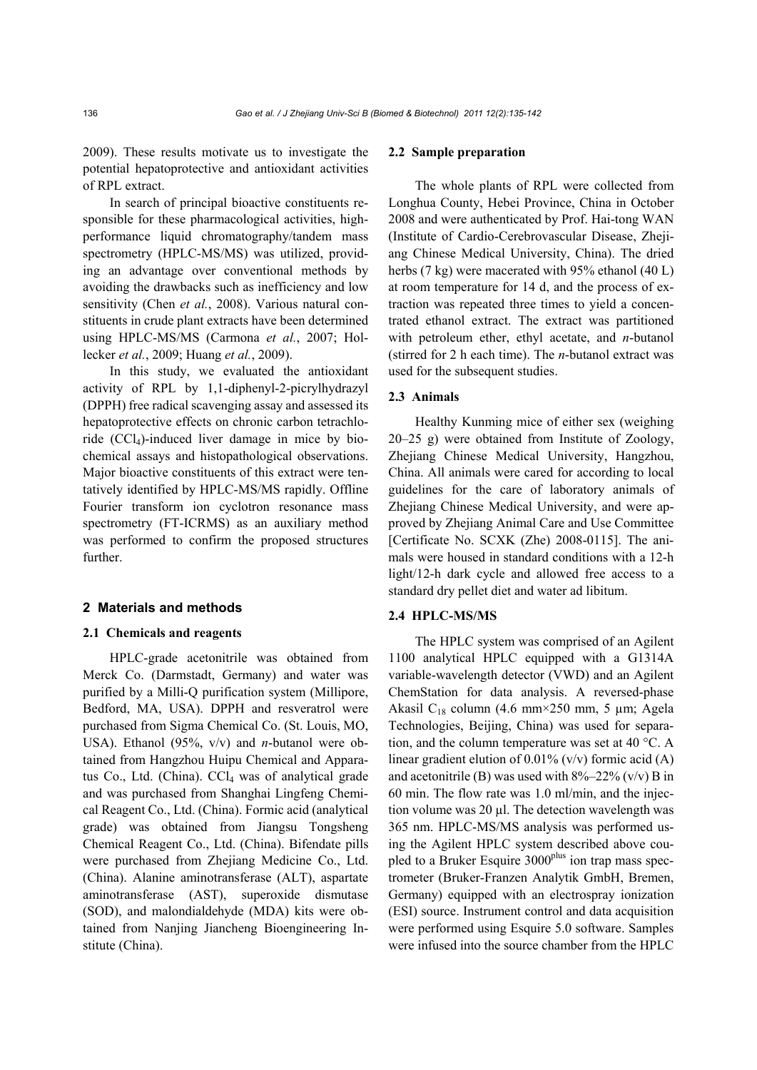2009). These results motivate us to investigate the potential hepatoprotective and antioxidant activities of RPL extract.

In search of principal bioactive constituents responsible for these pharmacological activities, high-performance liquid chromatography/tandem mass spectrometry (HPLC-MS/MS) was utilized, providing an advantage over conventional methods by avoiding the drawbacks such as inefficiency and low sensitivity (Chen *et al.*, 2008). Various natural constituents in crude plant extracts have been determined using HPLC-MS/MS (Carmona *et al.*, 2007; Hollecker *et al.*, 2009; Huang *et al.*, 2009).

In this study, we evaluated the antioxidant activity of RPL by 1,1-diphenyl-2-picrylhydrazyl (DPPH) free radical scavenging assay and assessed its hepatoprotective effects on chronic carbon tetrachloride ($CCl_4$)-induced liver damage in mice by biochemical assays and histopathological observations. Major bioactive constituents of this extract were tentatively identified by HPLC-MS/MS rapidly. Offline Fourier transform ion cyclotron resonance mass spectrometry (FT-ICRMS) as an auxiliary method was performed to confirm the proposed structures further.

## 2 Materials and methods

### 2.1 Chemicals and reagents

HPLC-grade acetonitrile was obtained from Merck Co. (Darmstadt, Germany) and water was purified by a Milli-Q purification system (Millipore, Bedford, MA, USA). DPPH and resveratrol were purchased from Sigma Chemical Co. (St. Louis, MO, USA). Ethanol (95%, v/v) and *n*-butanol were obtained from Hangzhou Huipu Chemical and Apparatus Co., Ltd. (China). $CCl_4$ was of analytical grade and was purchased from Shanghai Lingfeng Chemical Reagent Co., Ltd. (China). Formic acid (analytical grade) was obtained from Jiangsu Tongsheng Chemical Reagent Co., Ltd. (China). Bifendate pills were purchased from Zhejiang Medicine Co., Ltd. (China). Alanine aminotransferase (ALT), aspartate aminotransferase (AST), superoxide dismutase (SOD), and malondialdehyde (MDA) kits were obtained from Nanjing Jiancheng Bioengineering Institute (China).

### 2.2 Sample preparation

The whole plants of RPL were collected from Longhua County, Hebei Province, China in October 2008 and were authenticated by Prof. Hai-tong WAN (Institute of Cardio-Cerebrovascular Disease, Zhejiang Chinese Medical University, China). The dried herbs (7 kg) were macerated with 95% ethanol (40 L) at room temperature for 14 d, and the process of extraction was repeated three times to yield a concentrated ethanol extract. The extract was partitioned with petroleum ether, ethyl acetate, and *n*-butanol (stirred for 2 h each time). The *n*-butanol extract was used for the subsequent studies.

### 2.3 Animals

Healthy Kunming mice of either sex (weighing 20–25 g) were obtained from Institute of Zoology, Zhejiang Chinese Medical University, Hangzhou, China. All animals were cared for according to local guidelines for the care of laboratory animals of Zhejiang Chinese Medical University, and were approved by Zhejiang Animal Care and Use Committee [Certificate No. SCXK (Zhe) 2008-0115]. The animals were housed in standard conditions with a 12-h light/12-h dark cycle and allowed free access to a standard dry pellet diet and water ad libitum.

### 2.4 HPLC-MS/MS

The HPLC system was comprised of an Agilent 1100 analytical HPLC equipped with a G1314A variable-wavelength detector (VWD) and an Agilent ChemStation for data analysis. A reversed-phase Akasil $C_{18}$ column (4.6 mm×250 mm, 5 μm; Agela Technologies, Beijing, China) was used for separation, and the column temperature was set at 40 °C. A linear gradient elution of 0.01% (v/v) formic acid (A) and acetonitrile (B) was used with 8%–22% (v/v) B in 60 min. The flow rate was 1.0 ml/min, and the injection volume was 20 μl. The detection wavelength was 365 nm. HPLC-MS/MS analysis was performed using the Agilent HPLC system described above coupled to a Bruker Esquire 3000$^{plus}$ ion trap mass spectrometer (Bruker-Franzen Analytik GmbH, Bremen, Germany) equipped with an electrospray ionization (ESI) source. Instrument control and data acquisition were performed using Esquire 5.0 software. Samples were infused into the source chamber from the HPLC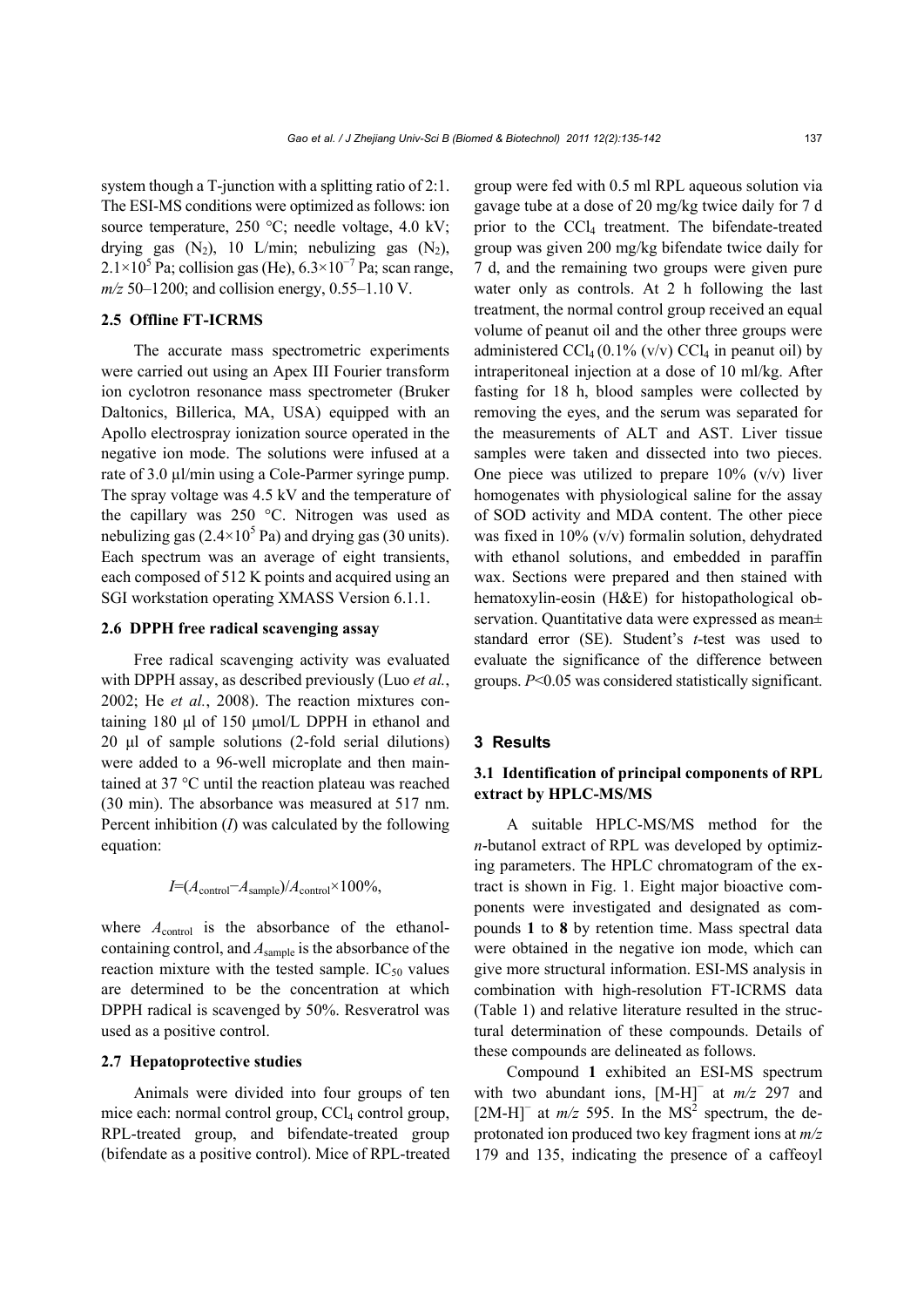system though a T-junction with a splitting ratio of 2:1. The ESI-MS conditions were optimized as follows: ion source temperature, 250 °C; needle voltage, 4.0 kV; drying gas ($N_2$), 10 L/min; nebulizing gas ($N_2$), $2.1\times10^5$ Pa; collision gas (He), $6.3\times10^{-7}$ Pa; scan range, *m/z* 50–1200; and collision energy, 0.55–1.10 V.

### 2.5 Offline FT-ICRMS

The accurate mass spectrometric experiments were carried out using an Apex III Fourier transform ion cyclotron resonance mass spectrometer (Bruker Daltonics, Billerica, MA, USA) equipped with an Apollo electrospray ionization source operated in the negative ion mode. The solutions were infused at a rate of 3.0 µl/min using a Cole-Parmer syringe pump. The spray voltage was 4.5 kV and the temperature of the capillary was 250 °C. Nitrogen was used as nebulizing gas ($2.4\times10^5$ Pa) and drying gas (30 units). Each spectrum was an average of eight transients, each composed of 512 K points and acquired using an SGI workstation operating XMASS Version 6.1.1.

### 2.6 DPPH free radical scavenging assay

Free radical scavenging activity was evaluated with DPPH assay, as described previously (Luo *et al.*, 2002; He *et al.*, 2008). The reaction mixtures containing 180 µl of 150 µmol/L DPPH in ethanol and 20 µl of sample solutions (2-fold serial dilutions) were added to a 96-well microplate and then maintained at 37 °C until the reaction plateau was reached (30 min). The absorbance was measured at 517 nm. Percent inhibition ($I$) was calculated by the following equation:

$$I=(A_{\text{control}}-A_{\text{sample}})/A_{\text{control}}\times100\%,$$

where $A_{\text{control}}$ is the absorbance of the ethanol-containing control, and $A_{\text{sample}}$ is the absorbance of the reaction mixture with the tested sample. $IC_{50}$ values are determined to be the concentration at which DPPH radical is scavenged by 50%. Resveratrol was used as a positive control.

### 2.7 Hepatoprotective studies

Animals were divided into four groups of ten mice each: normal control group, $CCl_4$ control group, RPL-treated group, and bifendate-treated group (bifendate as a positive control). Mice of RPL-treated group were fed with 0.5 ml RPL aqueous solution via gavage tube at a dose of 20 mg/kg twice daily for 7 d prior to the $CCl_4$ treatment. The bifendate-treated group was given 200 mg/kg bifendate twice daily for 7 d, and the remaining two groups were given pure water only as controls. At 2 h following the last treatment, the normal control group received an equal volume of peanut oil and the other three groups were administered $CCl_4$ (0.1% (v/v) $CCl_4$ in peanut oil) by intraperitoneal injection at a dose of 10 ml/kg. After fasting for 18 h, blood samples were collected by removing the eyes, and the serum was separated for the measurements of ALT and AST. Liver tissue samples were taken and dissected into two pieces. One piece was utilized to prepare 10% (v/v) liver homogenates with physiological saline for the assay of SOD activity and MDA content. The other piece was fixed in 10% (v/v) formalin solution, dehydrated with ethanol solutions, and embedded in paraffin wax. Sections were prepared and then stained with hematoxylin-eosin (H&E) for histopathological observation. Quantitative data were expressed as mean± standard error (SE). Student's *t*-test was used to evaluate the significance of the difference between groups. $P<0.05$ was considered statistically significant.

## 3 Results

### 3.1 Identification of principal components of RPL extract by HPLC-MS/MS

A suitable HPLC-MS/MS method for the *n*-butanol extract of RPL was developed by optimizing parameters. The HPLC chromatogram of the extract is shown in Fig. 1. Eight major bioactive components were investigated and designated as compounds **1** to **8** by retention time. Mass spectral data were obtained in the negative ion mode, which can give more structural information. ESI-MS analysis in combination with high-resolution FT-ICRMS data (Table 1) and relative literature resulted in the structural determination of these compounds. Details of these compounds are delineated as follows.

Compound **1** exhibited an ESI-MS spectrum with two abundant ions, $[M-H]^-$ at *m/z* 297 and $[2M-H]^-$ at *m/z* 595. In the $MS^2$ spectrum, the deprotonated ion produced two key fragment ions at *m/z* 179 and 135, indicating the presence of a caffeoyl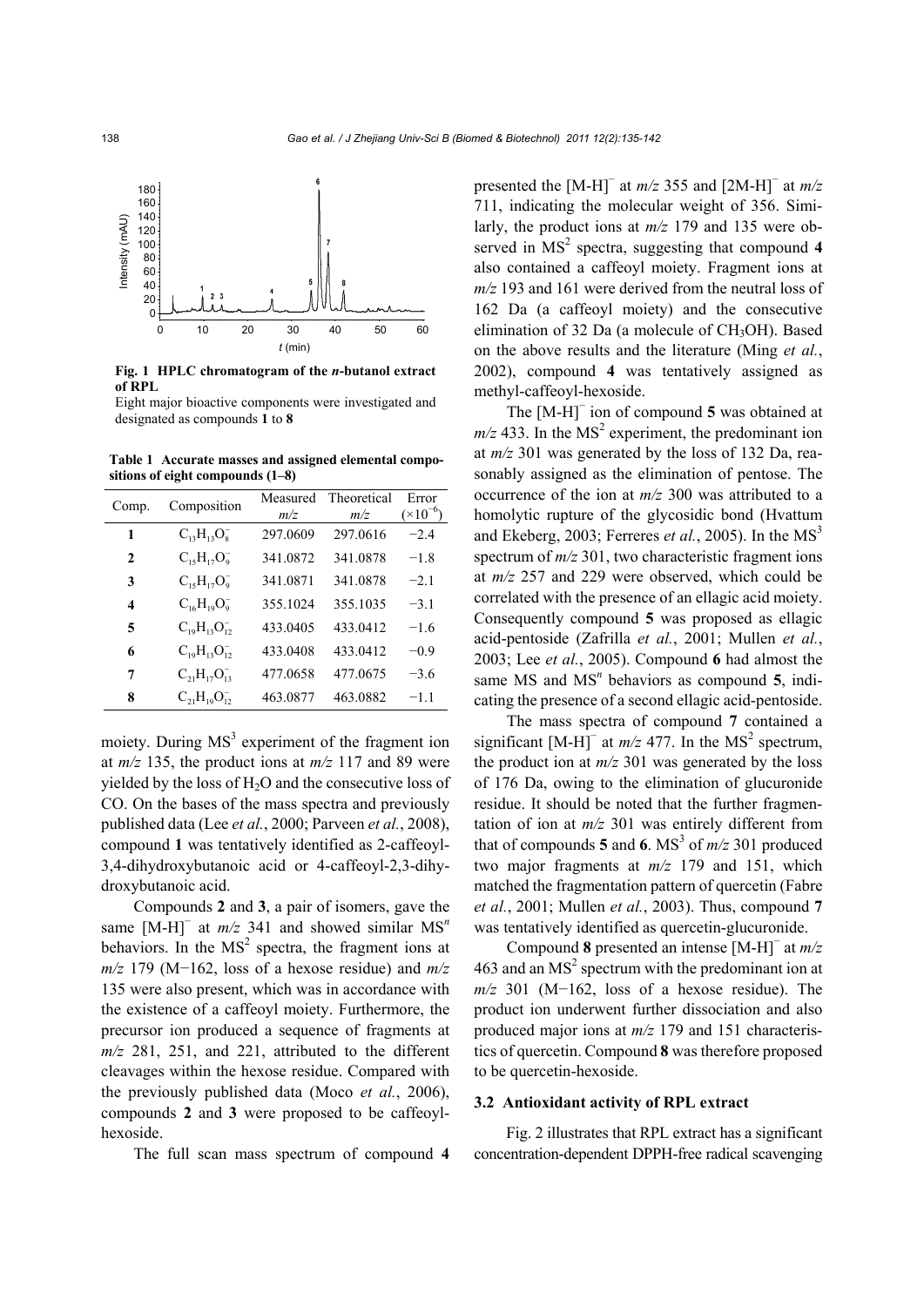Fig. 1 HPLC chromatogram of the *n*-butanol extract of RPL

Eight major bioactive components were investigated and designated as compounds **1** to **8**

**Table 1 Accurate masses and assigned elemental compositions of eight compounds (1–8)**

| Comp. | Composition | Measured *m/z* | Theoretical *m/z* | Error ($\times10^{-6}$) |
|---|---|---|---|---|
| **1** | $C_{13}H_{13}O_8^-$ | 297.0609 | 297.0616 | −2.4 |
| **2** | $C_{15}H_{17}O_9^-$ | 341.0872 | 341.0878 | −1.8 |
| **3** | $C_{15}H_{17}O_9^-$ | 341.0871 | 341.0878 | −2.1 |
| **4** | $C_{16}H_{19}O_9^-$ | 355.1024 | 355.1035 | −3.1 |
| **5** | $C_{19}H_{13}O_{12}^-$ | 433.0405 | 433.0412 | −1.6 |
| **6** | $C_{19}H_{13}O_{12}^-$ | 433.0408 | 433.0412 | −0.9 |
| **7** | $C_{21}H_{17}O_{13}^-$ | 477.0658 | 477.0675 | −3.6 |
| **8** | $C_{21}H_{19}O_{12}^-$ | 463.0877 | 463.0882 | −1.1 |

moiety. During $MS^3$ experiment of the fragment ion at *m/z* 135, the product ions at *m/z* 117 and 89 were yielded by the loss of $H_2O$ and the consecutive loss of CO. On the bases of the mass spectra and previously published data (Lee *et al.*, 2000; Parveen *et al.*, 2008), compound **1** was tentatively identified as 2-caffeoyl-3,4-dihydroxybutanoic acid or 4-caffeoyl-2,3-dihydroxybutanoic acid.

Compounds **2** and **3**, a pair of isomers, gave the same $[M-H]^-$ at *m/z* 341 and showed similar $MS^n$ behaviors. In the $MS^2$ spectra, the fragment ions at *m/z* 179 (M−162, loss of a hexose residue) and *m/z* 135 were also present, which was in accordance with the existence of a caffeoyl moiety. Furthermore, the precursor ion produced a sequence of fragments at *m/z* 281, 251, and 221, attributed to the different cleavages within the hexose residue. Compared with the previously published data (Moco *et al.*, 2006), compounds **2** and **3** were proposed to be caffeoyl-hexoside.

The full scan mass spectrum of compound **4** presented the $[M-H]^-$ at *m/z* 355 and $[2M-H]^-$ at *m/z* 711, indicating the molecular weight of 356. Similarly, the product ions at *m/z* 179 and 135 were observed in $MS^2$ spectra, suggesting that compound **4** also contained a caffeoyl moiety. Fragment ions at *m/z* 193 and 161 were derived from the neutral loss of 162 Da (a caffeoyl moiety) and the consecutive elimination of 32 Da (a molecule of $CH_3OH$). Based on the above results and the literature (Ming *et al.*, 2002), compound **4** was tentatively assigned as methyl-caffeoyl-hexoside.

The $[M-H]^-$ ion of compound **5** was obtained at *m/z* 433. In the $MS^2$ experiment, the predominant ion at *m/z* 301 was generated by the loss of 132 Da, reasonably assigned as the elimination of pentose. The occurrence of the ion at *m/z* 300 was attributed to a homolytic rupture of the glycosidic bond (Hvattum and Ekeberg, 2003; Ferreres *et al.*, 2005). In the $MS^3$ spectrum of *m/z* 301, two characteristic fragment ions at *m/z* 257 and 229 were observed, which could be correlated with the presence of an ellagic acid moiety. Consequently compound **5** was proposed as ellagic acid-pentoside (Zafrilla *et al.*, 2001; Mullen *et al.*, 2003; Lee *et al.*, 2005). Compound **6** had almost the same MS and $MS^n$ behaviors as compound **5**, indicating the presence of a second ellagic acid-pentoside.

The mass spectra of compound **7** contained a significant $[M-H]^-$ at *m/z* 477. In the $MS^2$ spectrum, the product ion at *m/z* 301 was generated by the loss of 176 Da, owing to the elimination of glucuronide residue. It should be noted that the further fragmentation of ion at *m/z* 301 was entirely different from that of compounds **5** and **6**. $MS^3$ of *m/z* 301 produced two major fragments at *m/z* 179 and 151, which matched the fragmentation pattern of quercetin (Fabre *et al.*, 2001; Mullen *et al.*, 2003). Thus, compound **7** was tentatively identified as quercetin-glucuronide.

Compound **8** presented an intense $[M-H]^-$ at *m/z* 463 and an $MS^2$ spectrum with the predominant ion at *m/z* 301 (M−162, loss of a hexose residue). The product ion underwent further dissociation and also produced major ions at *m/z* 179 and 151 characteristics of quercetin. Compound **8** was therefore proposed to be quercetin-hexoside.

### 3.2 Antioxidant activity of RPL extract

Fig. 2 illustrates that RPL extract has a significant concentration-dependent DPPH-free radical scavenging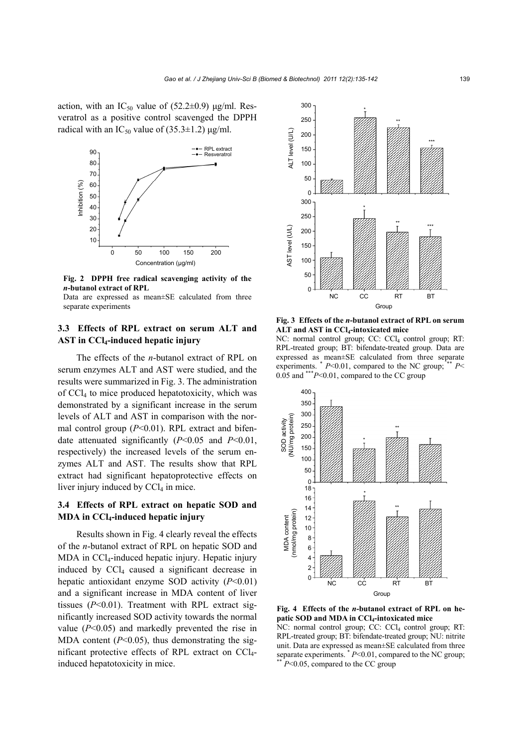action, with an $IC_{50}$ value of (52.2±0.9) μg/ml. Resveratrol as a positive control scavenged the DPPH radical with an $IC_{50}$ value of (35.3±1.2) μg/ml.

**Fig. 2 DPPH free radical scavenging activity of the *n*-butanol extract of RPL**

Data are expressed as mean±SE calculated from three separate experiments

### 3.3 Effects of RPL extract on serum ALT and AST in $CCl_4$-induced hepatic injury

The effects of the *n*-butanol extract of RPL on serum enzymes ALT and AST were studied, and the results were summarized in Fig. 3. The administration of $CCl_4$ to mice produced hepatotoxicity, which was demonstrated by a significant increase in the serum levels of ALT and AST in comparison with the normal control group ($P<0.01$). RPL extract and bifendate attenuated significantly ($P<0.05$ and $P<0.01$, respectively) the increased levels of the serum enzymes ALT and AST. The results show that RPL extract had significant hepatoprotective effects on liver injury induced by $CCl_4$ in mice.

### 3.4 Effects of RPL extract on hepatic SOD and MDA in $CCl_4$-induced hepatic injury

Results shown in Fig. 4 clearly reveal the effects of the *n*-butanol extract of RPL on hepatic SOD and MDA in $CCl_4$-induced hepatic injury. Hepatic injury induced by $CCl_4$ caused a significant decrease in hepatic antioxidant enzyme SOD activity ($P<0.01$) and a significant increase in MDA content of liver tissues ($P<0.01$). Treatment with RPL extract significantly increased SOD activity towards the normal value ($P<0.05$) and markedly prevented the rise in MDA content ($P<0.05$), thus demonstrating the significant protective effects of RPL extract on $CCl_4$-induced hepatotoxicity in mice.

**Fig. 3 Effects of the *n*-butanol extract of RPL on serum ALT and AST in $CCl_4$-intoxicated mice**

NC: normal control group; CC: $CCl_4$ control group; RT: RPL-treated group; BT: bifendate-treated group. Data are expressed as mean±SE calculated from three separate experiments. * $P<0.01$, compared to the NC group; ** $P<0.05$ and *** $P<0.01$, compared to the CC group

**Fig. 4 Effects of the *n*-butanol extract of RPL on hepatic SOD and MDA in $CCl_4$-intoxicated mice**

NC: normal control group; CC: $CCl_4$ control group; RT: RPL-treated group; BT: bifendate-treated group; NU: nitrite unit. Data are expressed as mean±SE calculated from three separate experiments. * $P<0.01$, compared to the NC group; ** $P<0.05$, compared to the CC group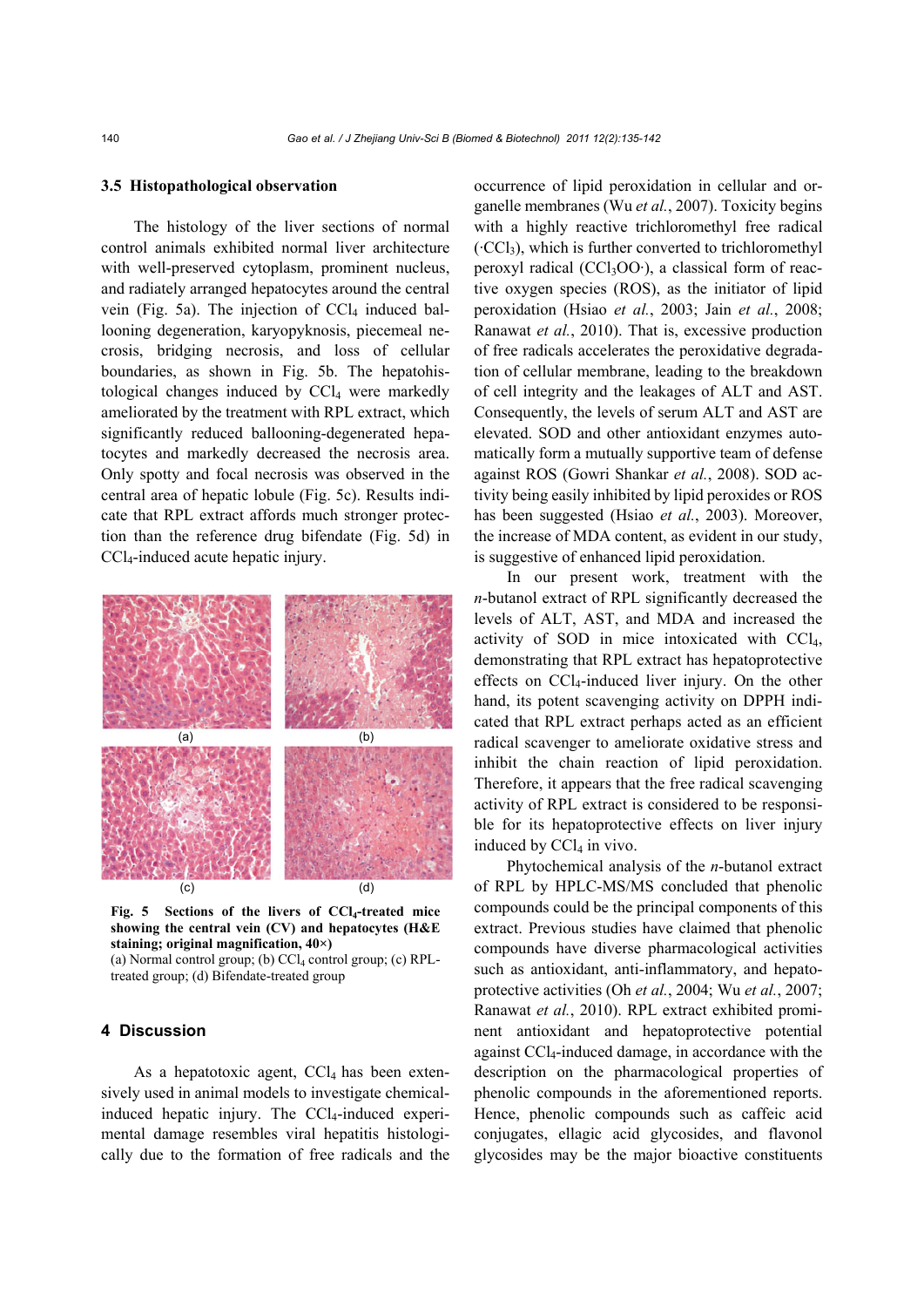### 3.5 Histopathological observation

The histology of the liver sections of normal control animals exhibited normal liver architecture with well-preserved cytoplasm, prominent nucleus, and radiately arranged hepatocytes around the central vein (Fig. 5a). The injection of $CCl_4$ induced ballooning degeneration, karyopyknosis, piecemeal necrosis, bridging necrosis, and loss of cellular boundaries, as shown in Fig. 5b. The hepatohistological changes induced by $CCl_4$ were markedly ameliorated by the treatment with RPL extract, which significantly reduced ballooning-degenerated hepatocytes and markedly decreased the necrosis area. Only spotty and focal necrosis was observed in the central area of hepatic lobule (Fig. 5c). Results indicate that RPL extract affords much stronger protection than the reference drug bifendate (Fig. 5d) in $CCl_4$-induced acute hepatic injury.

(a) (b) (c) (d)

**Fig. 5 Sections of the livers of $CCl_4$-treated mice showing the central vein (CV) and hepatocytes (H&E staining; original magnification, 40×)**
(a) Normal control group; (b) $CCl_4$ control group; (c) RPL-treated group; (d) Bifendate-treated group

## 4 Discussion

As a hepatotoxic agent, $CCl_4$ has been extensively used in animal models to investigate chemical-induced hepatic injury. The $CCl_4$-induced experimental damage resembles viral hepatitis histologically due to the formation of free radicals and the occurrence of lipid peroxidation in cellular and organelle membranes (Wu *et al.*, 2007). Toxicity begins with a highly reactive trichloromethyl free radical ($\cdot CCl_3$), which is further converted to trichloromethyl peroxyl radical ($CCl_3OO\cdot$), a classical form of reactive oxygen species (ROS), as the initiator of lipid peroxidation (Hsiao *et al.*, 2003; Jain *et al.*, 2008; Ranawat *et al.*, 2010). That is, excessive production of free radicals accelerates the peroxidative degradation of cellular membrane, leading to the breakdown of cell integrity and the leakages of ALT and AST. Consequently, the levels of serum ALT and AST are elevated. SOD and other antioxidant enzymes automatically form a mutually supportive team of defense against ROS (Gowri Shankar *et al.*, 2008). SOD activity being easily inhibited by lipid peroxides or ROS has been suggested (Hsiao *et al.*, 2003). Moreover, the increase of MDA content, as evident in our study, is suggestive of enhanced lipid peroxidation.

In our present work, treatment with the *n*-butanol extract of RPL significantly decreased the levels of ALT, AST, and MDA and increased the activity of SOD in mice intoxicated with $CCl_4$, demonstrating that RPL extract has hepatoprotective effects on $CCl_4$-induced liver injury. On the other hand, its potent scavenging activity on DPPH indicated that RPL extract perhaps acted as an efficient radical scavenger to ameliorate oxidative stress and inhibit the chain reaction of lipid peroxidation. Therefore, it appears that the free radical scavenging activity of RPL extract is considered to be responsible for its hepatoprotective effects on liver injury induced by $CCl_4$ in vivo.

Phytochemical analysis of the *n*-butanol extract of RPL by HPLC-MS/MS concluded that phenolic compounds could be the principal components of this extract. Previous studies have claimed that phenolic compounds have diverse pharmacological activities such as antioxidant, anti-inflammatory, and hepatoprotective activities (Oh *et al.*, 2004; Wu *et al.*, 2007; Ranawat *et al.*, 2010). RPL extract exhibited prominent antioxidant and hepatoprotective potential against $CCl_4$-induced damage, in accordance with the description on the pharmacological properties of phenolic compounds in the aforementioned reports. Hence, phenolic compounds such as caffeic acid conjugates, ellagic acid glycosides, and flavonol glycosides may be the major bioactive constituents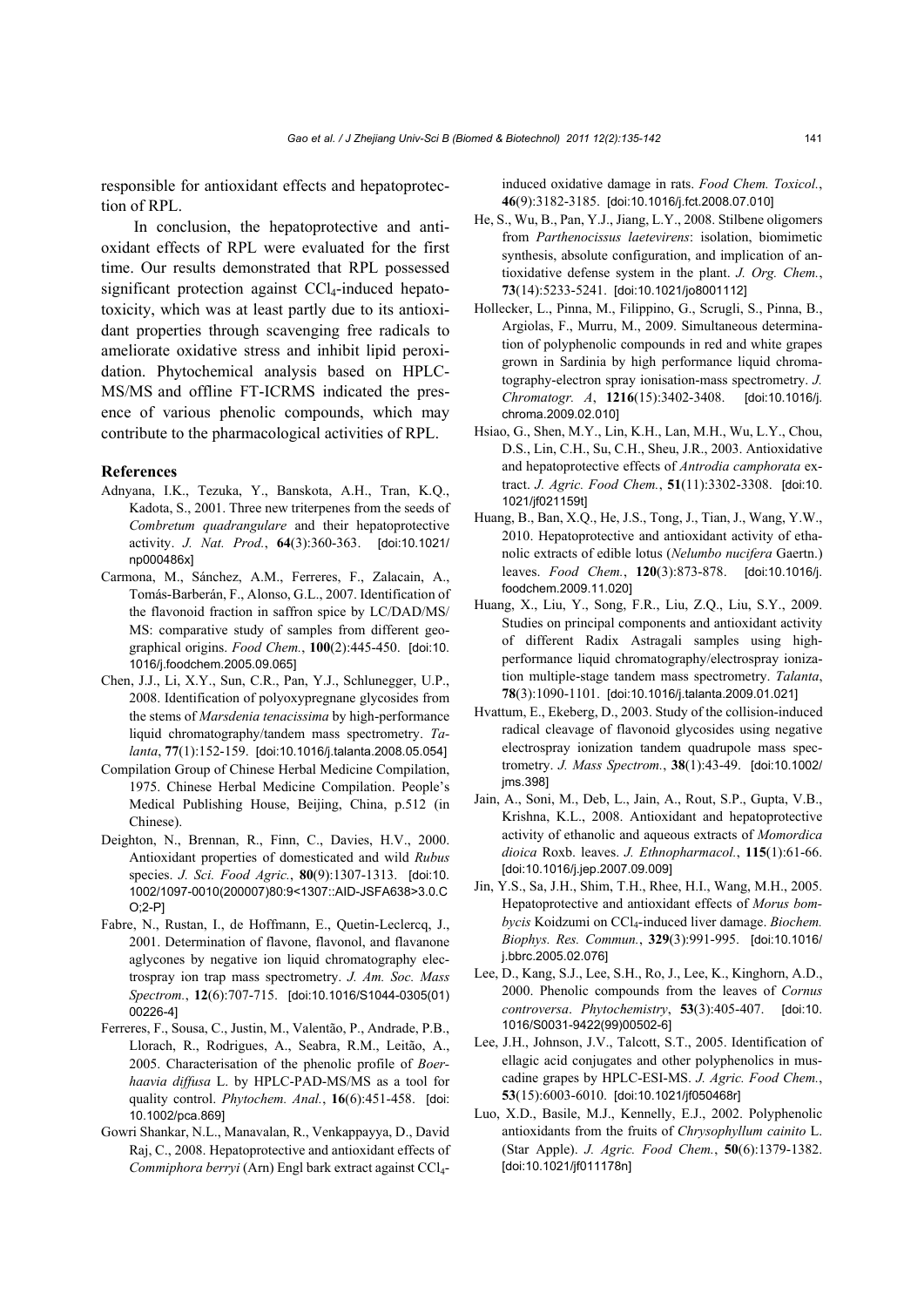responsible for antioxidant effects and hepatoprotection of RPL.

In conclusion, the hepatoprotective and antioxidant effects of RPL were evaluated for the first time. Our results demonstrated that RPL possessed significant protection against $CCl_4$-induced hepatotoxicity, which was at least partly due to its antioxidant properties through scavenging free radicals to ameliorate oxidative stress and inhibit lipid peroxidation. Phytochemical analysis based on HPLC-MS/MS and offline FT-ICRMS indicated the presence of various phenolic compounds, which may contribute to the pharmacological activities of RPL.

## References

Adnyana, I.K., Tezuka, Y., Banskota, A.H., Tran, K.Q., Kadota, S., 2001. Three new triterpenes from the seeds of *Combretum quadrangulare* and their hepatoprotective activity. *J. Nat. Prod.*, **64**(3):360-363. [doi:10.1021/np000486x]

Carmona, M., Sánchez, A.M., Ferreres, F., Zalacain, A., Tomás-Barberán, F., Alonso, G.L., 2007. Identification of the flavonoid fraction in saffron spice by LC/DAD/MS/MS: comparative study of samples from different geographical origins. *Food Chem.*, **100**(2):445-450. [doi:10.1016/j.foodchem.2005.09.065]

Chen, J.J., Li, X.Y., Sun, C.R., Pan, Y.J., Schlunegger, U.P., 2008. Identification of polyoxypregnane glycosides from the stems of *Marsdenia tenacissima* by high-performance liquid chromatography/tandem mass spectrometry. *Talanta*, **77**(1):152-159. [doi:10.1016/j.talanta.2008.05.054]

Compilation Group of Chinese Herbal Medicine Compilation, 1975. Chinese Herbal Medicine Compilation. People's Medical Publishing House, Beijing, China, p.512 (in Chinese).

Deighton, N., Brennan, R., Finn, C., Davies, H.V., 2000. Antioxidant properties of domesticated and wild *Rubus* species. *J. Sci. Food Agric.*, **80**(9):1307-1313. [doi:10.1002/1097-0010(200007)80:9<1307::AID-JSFA638>3.0.CO;2-P]

Fabre, N., Rustan, I., de Hoffmann, E., Quetin-Leclercq, J., 2001. Determination of flavone, flavonol, and flavanone aglycones by negative ion liquid chromatography electrospray ion trap mass spectrometry. *J. Am. Soc. Mass Spectrom.*, **12**(6):707-715. [doi:10.1016/S1044-0305(01)00226-4]

Ferreres, F., Sousa, C., Justin, M., Valentão, P., Andrade, P.B., Llorach, R., Rodrigues, A., Seabra, R.M., Leitão, A., 2005. Characterisation of the phenolic profile of *Boerhaavia diffusa* L. by HPLC-PAD-MS/MS as a tool for quality control. *Phytochem. Anal.*, **16**(6):451-458. [doi:10.1002/pca.869]

Gowri Shankar, N.L., Manavalan, R., Venkappayya, D., David Raj, C., 2008. Hepatoprotective and antioxidant effects of *Commiphora berryi* (Arn) Engl bark extract against $CCl_4$-induced oxidative damage in rats. *Food Chem. Toxicol.*, **46**(9):3182-3185. [doi:10.1016/j.fct.2008.07.010]

He, S., Wu, B., Pan, Y.J., Jiang, L.Y., 2008. Stilbene oligomers from *Parthenocissus laetevirens*: isolation, biomimetic synthesis, absolute configuration, and implication of antioxidative defense system in the plant. *J. Org. Chem.*, **73**(14):5233-5241. [doi:10.1021/jo8001112]

Hollecker, L., Pinna, M., Filippino, G., Scrugli, S., Pinna, B., Argiolas, F., Murru, M., 2009. Simultaneous determination of polyphenolic compounds in red and white grapes grown in Sardinia by high performance liquid chromatography-electron spray ionisation-mass spectrometry. *J. Chromatogr. A*, **1216**(15):3402-3408. [doi:10.1016/j.chroma.2009.02.010]

Hsiao, G., Shen, M.Y., Lin, K.H., Lan, M.H., Wu, L.Y., Chou, D.S., Lin, C.H., Su, C.H., Sheu, J.R., 2003. Antioxidative and hepatoprotective effects of *Antrodia camphorata* extract. *J. Agric. Food Chem.*, **51**(11):3302-3308. [doi:10.1021/jf021159t]

Huang, B., Ban, X.Q., He, J.S., Tong, J., Tian, J., Wang, Y.W., 2010. Hepatoprotective and antioxidant activity of ethanolic extracts of edible lotus (*Nelumbo nucifera* Gaertn.) leaves. *Food Chem.*, **120**(3):873-878. [doi:10.1016/j.foodchem.2009.11.020]

Huang, X., Liu, Y., Song, F.R., Liu, Z.Q., Liu, S.Y., 2009. Studies on principal components and antioxidant activity of different Radix Astragali samples using high-performance liquid chromatography/electrospray ionization multiple-stage tandem mass spectrometry. *Talanta*, **78**(3):1090-1101. [doi:10.1016/j.talanta.2009.01.021]

Hvattum, E., Ekeberg, D., 2003. Study of the collision-induced radical cleavage of flavonoid glycosides using negative electrospray ionization tandem quadrupole mass spectrometry. *J. Mass Spectrom.*, **38**(1):43-49. [doi:10.1002/jms.398]

Jain, A., Soni, M., Deb, L., Jain, A., Rout, S.P., Gupta, V.B., Krishna, K.L., 2008. Antioxidant and hepatoprotective activity of ethanolic and aqueous extracts of *Momordica dioica* Roxb. leaves. *J. Ethnopharmacol.*, **115**(1):61-66. [doi:10.1016/j.jep.2007.09.009]

Jin, Y.S., Sa, J.H., Shim, T.H., Rhee, H.I., Wang, M.H., 2005. Hepatoprotective and antioxidant effects of *Morus bombycis* Koidzumi on $CCl_4$-induced liver damage. *Biochem. Biophys. Res. Commun.*, **329**(3):991-995. [doi:10.1016/j.bbrc.2005.02.076]

Lee, D., Kang, S.J., Lee, S.H., Ro, J., Lee, K., Kinghorn, A.D., 2000. Phenolic compounds from the leaves of *Cornus controversa*. *Phytochemistry*, **53**(3):405-407. [doi:10.1016/S0031-9422(99)00502-6]

Lee, J.H., Johnson, J.V., Talcott, S.T., 2005. Identification of ellagic acid conjugates and other polyphenolics in muscadine grapes by HPLC-ESI-MS. *J. Agric. Food Chem.*, **53**(15):6003-6010. [doi:10.1021/jf050468r]

Luo, X.D., Basile, M.J., Kennelly, E.J., 2002. Polyphenolic antioxidants from the fruits of *Chrysophyllum cainito* L. (Star Apple). *J. Agric. Food Chem.*, **50**(6):1379-1382. [doi:10.1021/jf011178n]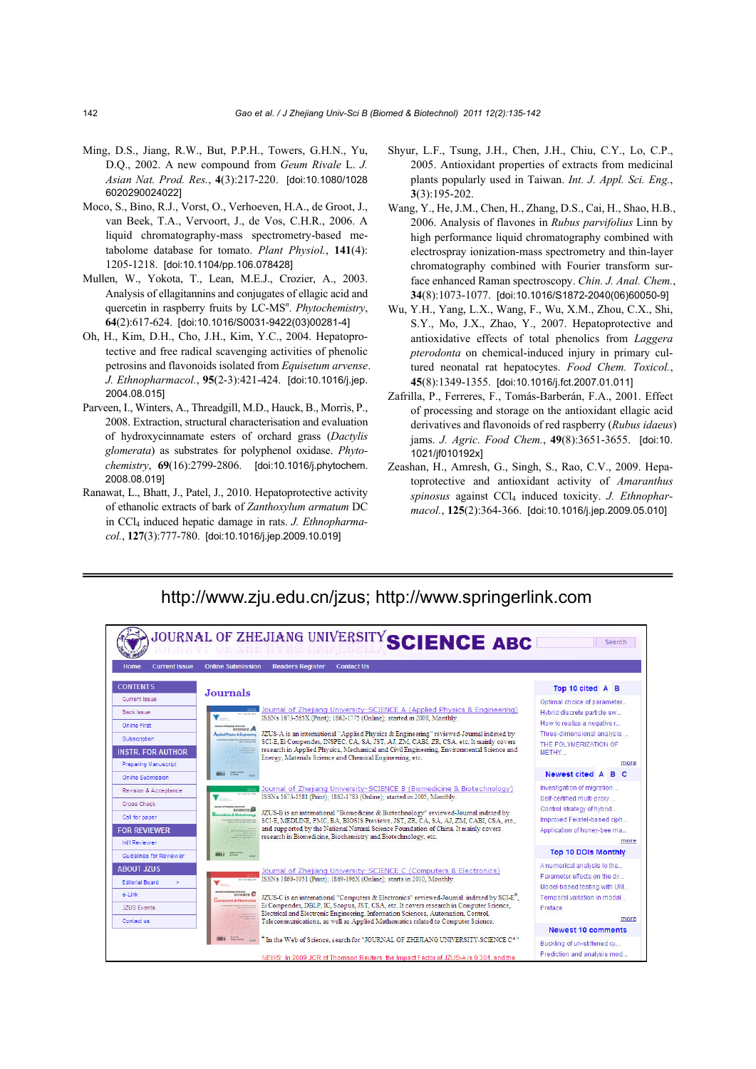Ming, D.S., Jiang, R.W., But, P.P.H., Towers, G.H.N., Yu, D.Q., 2002. A new compound from *Geum Rivale* L. *J. Asian Nat. Prod. Res.*, **4**(3):217-220. [doi:10.1080/10286020290024022]

Moco, S., Bino, R.J., Vorst, O., Verhoeven, H.A., de Groot, J., van Beek, T.A., Vervoort, J., de Vos, C.H.R., 2006. A liquid chromatography-mass spectrometry-based metabolome database for tomato. *Plant Physiol.*, **141**(4):1205-1218. [doi:10.1104/pp.106.078428]

Mullen, W., Yokota, T., Lean, M.E.J., Crozier, A., 2003. Analysis of ellagitannins and conjugates of ellagic acid and quercetin in raspberry fruits by LC-$MS^n$. *Phytochemistry*, **64**(2):617-624. [doi:10.1016/S0031-9422(03)00281-4]

Oh, H., Kim, D.H., Cho, J.H., Kim, Y.C., 2004. Hepatoprotective and free radical scavenging activities of phenolic petrosins and flavonoids isolated from *Equisetum arvense*. *J. Ethnopharmacol.*, **95**(2-3):421-424. [doi:10.1016/j.jep.2004.08.015]

Parveen, I., Winters, A., Threadgill, M.D., Hauck, B., Morris, P., 2008. Extraction, structural characterisation and evaluation of hydroxycinnamate esters of orchard grass (*Dactylis glomerata*) as substrates for polyphenol oxidase. *Phytochemistry*, **69**(16):2799-2806. [doi:10.1016/j.phytochem.2008.08.019]

Ranawat, L., Bhatt, J., Patel, J., 2010. Hepatoprotective activity of ethanolic extracts of bark of *Zanthoxylum armatum* DC in $CCl_4$ induced hepatic damage in rats. *J. Ethnopharmacol.*, **127**(3):777-780. [doi:10.1016/j.jep.2009.10.019]

Shyur, L.F., Tsung, J.H., Chen, J.H., Chiu, C.Y., Lo, C.P., 2005. Antioxidant properties of extracts from medicinal plants popularly used in Taiwan. *Int. J. Appl. Sci. Eng.*, **3**(3):195-202.

Wang, Y., He, J.M., Chen, H., Zhang, D.S., Cai, H., Shao, H.B., 2006. Analysis of flavones in *Rubus parvifolius* Linn by high performance liquid chromatography combined with electrospray ionization-mass spectrometry and thin-layer chromatography combined with Fourier transform surface enhanced Raman spectroscopy. *Chin. J. Anal. Chem.*, **34**(8):1073-1077. [doi:10.1016/S1872-2040(06)60050-9]

Wu, Y.H., Yang, L.X., Wang, F., Wu, X.M., Zhou, C.X., Shi, S.Y., Mo, J.X., Zhao, Y., 2007. Hepatoprotective and antioxidative effects of total phenolics from *Laggera pterodonta* on chemical-induced injury in primary cultured neonatal rat hepatocytes. *Food Chem. Toxicol.*, **45**(8):1349-1355. [doi:10.1016/j.fct.2007.01.011]

Zafrilla, P., Ferreres, F., Tomás-Barberán, F.A., 2001. Effect of processing and storage on the antioxidant ellagic acid derivatives and flavonoids of red raspberry (*Rubus idaeus*) jams. *J. Agric. Food Chem.*, **49**(8):3651-3655. [doi:10.1021/jf010192x]

Zeashan, H., Amresh, G., Singh, S., Rao, C.V., 2009. Hepatoprotective and antioxidant activity of *Amaranthus spinosus* against $CCl_4$ induced toxicity. *J. Ethnopharmacol.*, **125**(2):364-366. [doi:10.1016/j.jep.2009.05.010]

---

http://www.zju.edu.cn/jzus; http://www.springerlink.com

JOURNAL OF ZHEJIANG UNIVERSITY SCIENCE ABC

Home | Current Issue | Online Submission | Readers Register | Contact Us

CONTENTS
- Current Issue
- Back Issue
- Online First
- Subscription

INSTR. FOR AUTHOR
- Preparing Manuscript
- Online Submission
- Revision & Acceptance
- Cross Check
- Call for paper

FOR REVIEWER
- Int'l Reviewer
- Guidelines for Reviewer

ABOUT JZUS
- Editorial Board
- e-Link
- JZUS Events
- Contact us

**Journals**

Journal of Zhejiang University-SCIENCE A (Applied Physics & Engineering)
ISSNs 1673-565X (Print); 1862-1775 (Online); started in 2000, Monthly
JZUS-A is an international "Applied Physics & Engineering" reviewed-Journal indexed by SCI-E, Ei Compendex, INSPEC, CA, SA, JST, AJ, ZM, CABI, ZR, CSA, etc. It mainly covers research in Applied Physics, Mechanical and Civil Engineering, Environmental Science and Energy, Materials Science and Chemical Engineering, etc.

Journal of Zhejiang University-SCIENCE B (Biomedicine & Biotechnology)
ISSNs 1673-1581 (Print); 1862-1783 (Online); started in 2005, Monthly
JZUS-B is an international "Biomedicine & Biotechnology" reviewed-Journal indexed by SCI-E, MEDLINE, PMC, BA, BIOSIS Previews, JST, ZR, CA, SA, AJ, ZM, CABI, CSA, etc., and supported by the National Natural Science Foundation of China. It mainly covers research in Biomedicine, Biochemistry and Biotechnology, etc.

Journal of Zhejiang University-SCIENCE C (Computers & Electronics)
ISSNs 1869-1951 (Print); 1869-196X (Online); starts in 2010, Monthly
JZUS-C is an international "Computers & Electronics" reviewed-Journal indexed by SCI-E*, Ei Compendex, DBLP, IC, Scopus, JST, CSA, etc. It covers research in Computer Science, Electrical and Electronic Engineering, Information Sciences, Automation, Control, Telecommunications, as well as Applied Mathematics related to Computer Science.

* In the Web of Science, search for "JOURNAL OF ZHEJIANG UNIVERSITY-SCIENCE C*"

NEWS: In 2009 JCR of Thomson Reuters, the Impact Factor of JZUS-A is 0.301, and the

Top 10 cited A B
- Optimal choice of parameter...
- Hybrid discrete particle sw...
- How to realize a negative r...
- Three-dimensional analysis ...
- THE POLYMERIZATION OF METHY...

more

Newest cited A B C
- Investigation of migration ...
- Self-certified multi-proxy ...
- Control strategy of hybrid ...
- Improved Feistel-based ciph...
- Application of honey-bee ma...

more

Top 10 DOIs Monthly
- A numerical analysis to the...
- Parameter effects on the dy...
- Model-based testing with UM...
- Temporal variation in modal...
- Preface

more

Newest 10 comments
- Buckling of un-stiffened cy...
- Prediction and analysis mod...